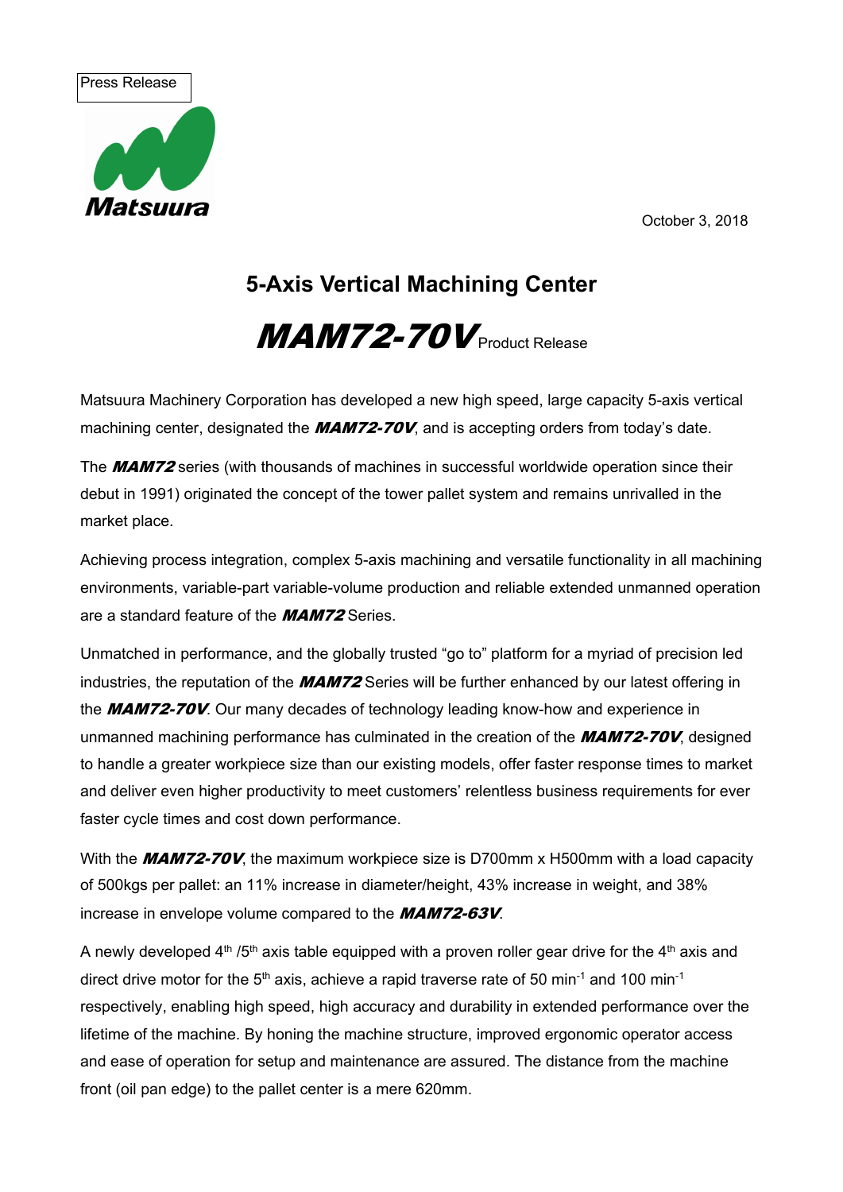Press Release

Matsuura

October 3, 2018

# 5-Axis Vertical Machining Center

# *MAM72-70V* Product Release

Matsuura Machinery Corporation has developed a new high speed, large capacity 5-axis vertical machining center, designated the ***MAM72-70V***, and is accepting orders from today's date.

The ***MAM72*** series (with thousands of machines in successful worldwide operation since their debut in 1991) originated the concept of the tower pallet system and remains unrivalled in the market place.

Achieving process integration, complex 5-axis machining and versatile functionality in all machining environments, variable-part variable-volume production and reliable extended unmanned operation are a standard feature of the ***MAM72*** Series.

Unmatched in performance, and the globally trusted "go to" platform for a myriad of precision led industries, the reputation of the ***MAM72*** Series will be further enhanced by our latest offering in the ***MAM72-70V***. Our many decades of technology leading know-how and experience in unmanned machining performance has culminated in the creation of the ***MAM72-70V***, designed to handle a greater workpiece size than our existing models, offer faster response times to market and deliver even higher productivity to meet customers' relentless business requirements for ever faster cycle times and cost down performance.

With the ***MAM72-70V***, the maximum workpiece size is D700mm x H500mm with a load capacity of 500kgs per pallet: an 11% increase in diameter/height, 43% increase in weight, and 38% increase in envelope volume compared to the ***MAM72-63V***.

A newly developed 4th /5th axis table equipped with a proven roller gear drive for the 4th axis and direct drive motor for the 5th axis, achieve a rapid traverse rate of 50 $\text{min}^{-1}$ and 100 $\text{min}^{-1}$ respectively, enabling high speed, high accuracy and durability in extended performance over the lifetime of the machine. By honing the machine structure, improved ergonomic operator access and ease of operation for setup and maintenance are assured. The distance from the machine front (oil pan edge) to the pallet center is a mere 620mm.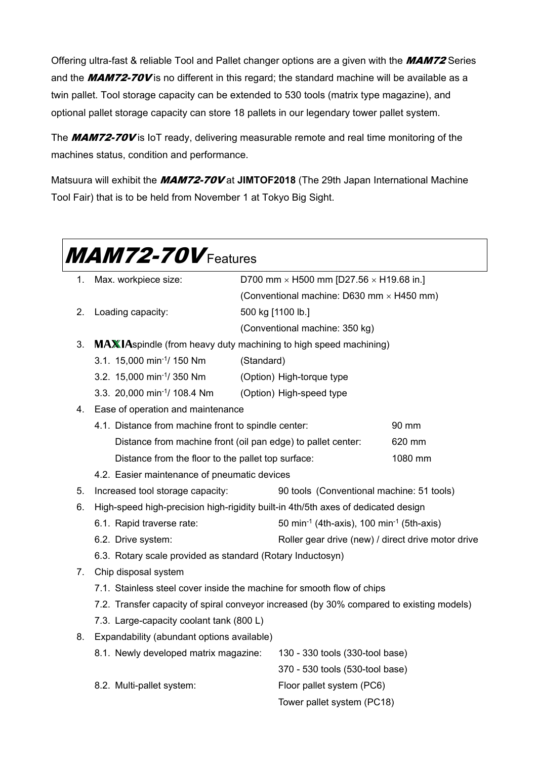Offering ultra-fast & reliable Tool and Pallet changer options are a given with the ***MAM72*** Series and the ***MAM72-70V*** is no different in this regard; the standard machine will be available as a twin pallet. Tool storage capacity can be extended to 530 tools (matrix type magazine), and optional pallet storage capacity can store 18 pallets in our legendary tower pallet system.

The ***MAM72-70V*** is IoT ready, delivering measurable remote and real time monitoring of the machines status, condition and performance.

Matsuura will exhibit the ***MAM72-70V*** at **JIMTOF2018** (The 29th Japan International Machine Tool Fair) that is to be held from November 1 at Tokyo Big Sight.

## ***MAM72-70V*** Features

1. Max. workpiece size: D700 mm × H500 mm [D27.56 × H19.68 in.]
   (Conventional machine: D630 mm × H450 mm)
2. Loading capacity: 500 kg [1100 lb.]
   (Conventional machine: 350 kg)
3. **MAXIA** spindle (from heavy duty machining to high speed machining)
   - 3.1. 15,000 $min^{-1}$/ 150 Nm (Standard)
   - 3.2. 15,000 $min^{-1}$/ 350 Nm (Option) High-torque type
   - 3.3. 20,000 $min^{-1}$/ 108.4 Nm (Option) High-speed type
4. Ease of operation and maintenance
   - 4.1. Distance from machine front to spindle center: 90 mm
     Distance from machine front (oil pan edge) to pallet center: 620 mm
     Distance from the floor to the pallet top surface: 1080 mm
   - 4.2. Easier maintenance of pneumatic devices
5. Increased tool storage capacity: 90 tools (Conventional machine: 51 tools)
6. High-speed high-precision high-rigidity built-in 4th/5th axes of dedicated design
   - 6.1. Rapid traverse rate: 50 $min^{-1}$ (4th-axis), 100 $min^{-1}$ (5th-axis)
   - 6.2. Drive system: Roller gear drive (new) / direct drive motor drive
   - 6.3. Rotary scale provided as standard (Rotary Inductosyn)
7. Chip disposal system
   - 7.1. Stainless steel cover inside the machine for smooth flow of chips
   - 7.2. Transfer capacity of spiral conveyor increased (by 30% compared to existing models)
   - 7.3. Large-capacity coolant tank (800 L)
8. Expandability (abundant options available)
   - 8.1. Newly developed matrix magazine: 130 - 330 tools (330-tool base)
     370 - 530 tools (530-tool base)
   - 8.2. Multi-pallet system: Floor pallet system (PC6)
     Tower pallet system (PC18)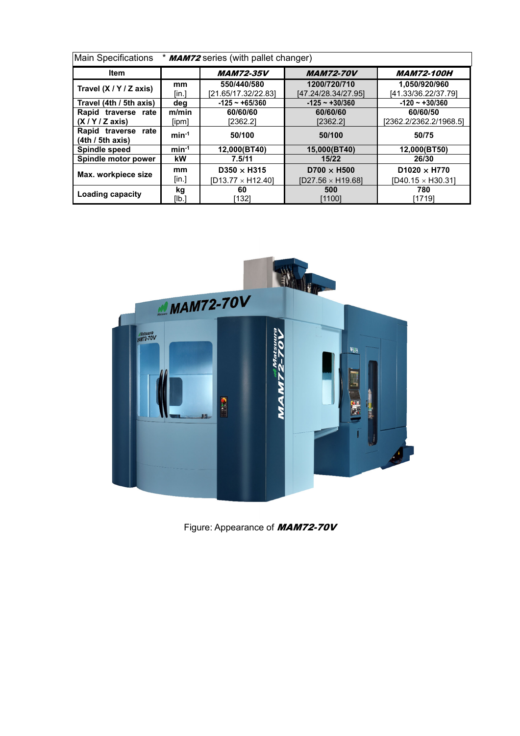| Main Specifications * ***MAM72*** series (with pallet changer) | | | | |
|---|---|---|---|---|
| **Item** | | ***MAM72-35V*** | ***MAM72-70V*** | ***MAM72-100H*** |
| **Travel (X / Y / Z axis)** | **mm** [in.] | **550/440/580** [21.65/17.32/22.83] | **1200/720/710** [47.24/28.34/27.95] | **1,050/920/960** [41.33/36.22/37.79] |
| **Travel (4th / 5th axis)** | **deg** | **-125 ~ +65/360** | **-125 ~ +30/360** | **-120 ~ +30/360** |
| **Rapid traverse rate (X / Y / Z axis)** | **m/min** [ipm] | **60/60/60** [2362.2] | **60/60/60** [2362.2] | **60/60/50** [2362.2/2362.2/1968.5] |
| **Rapid traverse rate (4th / 5th axis)** | **min$^{-1}$** | **50/100** | **50/100** | **50/75** |
| **Spindle speed** | **min$^{-1}$** | **12,000(BT40)** | **15,000(BT40)** | **12,000(BT50)** |
| **Spindle motor power** | **kW** | **7.5/11** | **15/22** | **26/30** |
| **Max. workpiece size** | **mm** [in.] | **D350 × H315** [D13.77 × H12.40] | **D700 × H500** [D27.56 × H19.68] | **D1020 × H770** [D40.15 × H30.31] |
| **Loading capacity** | **kg** [lb.] | **60** [132] | **500** [1100] | **780** [1719] |

Figure: Appearance of ***MAM72-70V***